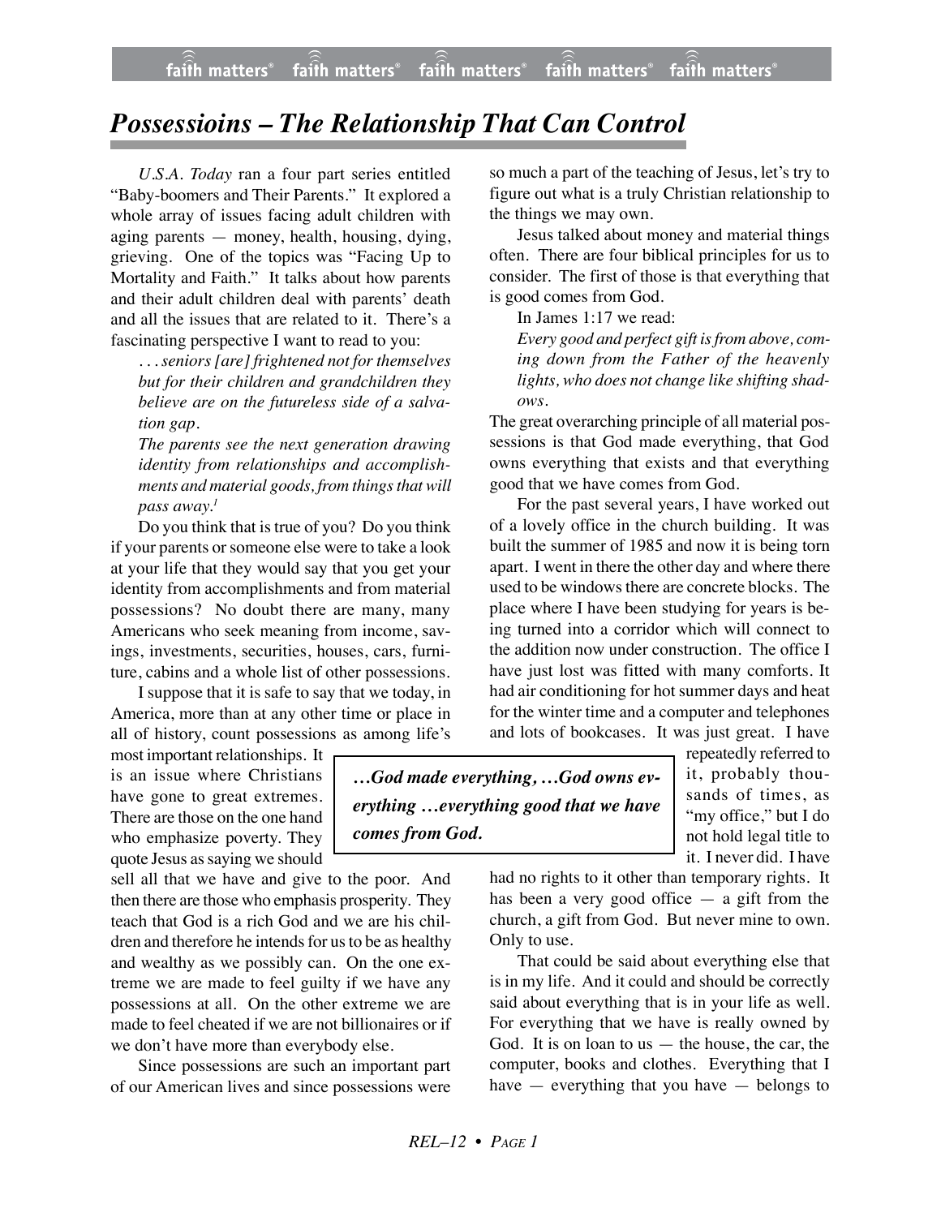# *Possessioins – The Relationship That Can Control*

*U.S.A. Today* ran a four part series entitled "Baby-boomers and Their Parents." It explored a whole array of issues facing adult children with aging parents — money, health, housing, dying, grieving. One of the topics was "Facing Up to Mortality and Faith." It talks about how parents and their adult children deal with parents' death and all the issues that are related to it. There's a fascinating perspective I want to read to you:

*. . . seniors [are] frightened not for themselves but for their children and grandchildren they believe are on the futureless side of a salvation gap.*

*The parents see the next generation drawing identity from relationships and accomplishments and material goods, from things that will pass away.*[1]

Do you think that is true of you? Do you think if your parents or someone else were to take a look at your life that they would say that you get your identity from accomplishments and from material possessions? No doubt there are many, many Americans who seek meaning from income, savings, investments, securities, houses, cars, furniture, cabins and a whole list of other possessions.

I suppose that it is safe to say that we today, in America, more than at any other time or place in all of history, count possessions as among life's most important relationships. It is an issue where Christians have gone to great extremes. There are those on the one hand who emphasize poverty. They quote Jesus as saying we should sell all that we have and give to the poor. And then there are those who emphasis prosperity. They teach that God is a rich God and we are his children and therefore he intends for us to be as healthy and wealthy as we possibly can. On the one extreme we are made to feel guilty if we have any possessions at all. On the other extreme we are made to feel cheated if we are not billionaires or if we don't have more than everybody else.

Since possessions are such an important part of our American lives and since possessions were so much a part of the teaching of Jesus, let's try to figure out what is a truly Christian relationship to the things we may own.

Jesus talked about money and material things often. There are four biblical principles for us to consider. The first of those is that everything that is good comes from God.

In James 1:17 we read:

*Every good and perfect gift is from above, coming down from the Father of the heavenly lights, who does not change like shifting shadows.*

The great overarching principle of all material possessions is that God made everything, that God owns everything that exists and that everything good that we have comes from God.

> ***…God made everything, …God owns everything …everything good that we have comes from God.***

For the past several years, I have worked out of a lovely office in the church building. It was built the summer of 1985 and now it is being torn apart. I went in there the other day and where there used to be windows there are concrete blocks. The place where I have been studying for years is being turned into a corridor which will connect to the addition now under construction. The office I have just lost was fitted with many comforts. It had air conditioning for hot summer days and heat for the winter time and a computer and telephones and lots of bookcases. It was just great. I have repeatedly referred to it, probably thousands of times, as "my office," but I do not hold legal title to it. I never did. I have had no rights to it other than temporary rights. It has been a very good office — a gift from the church, a gift from God. But never mine to own. Only to use.

That could be said about everything else that is in my life. And it could and should be correctly said about everything that is in your life as well. For everything that we have is really owned by God. It is on loan to us — the house, the car, the computer, books and clothes. Everything that I have — everything that you have — belongs to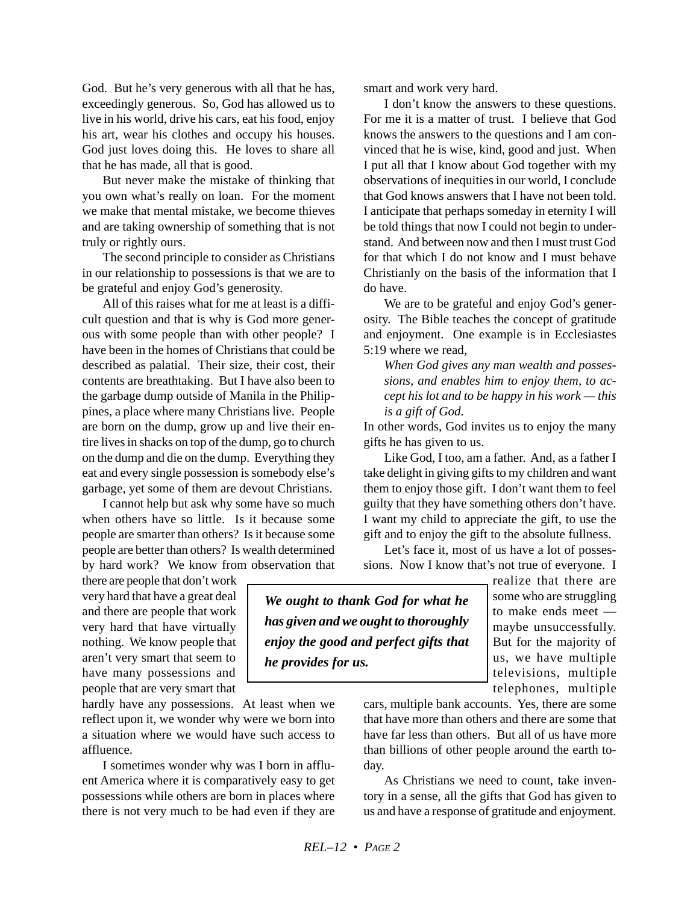God. But he's very generous with all that he has, exceedingly generous. So, God has allowed us to live in his world, drive his cars, eat his food, enjoy his art, wear his clothes and occupy his houses. God just loves doing this. He loves to share all that he has made, all that is good.

But never make the mistake of thinking that you own what's really on loan. For the moment we make that mental mistake, we become thieves and are taking ownership of something that is not truly or rightly ours.

The second principle to consider as Christians in our relationship to possessions is that we are to be grateful and enjoy God's generosity.

All of this raises what for me at least is a difficult question and that is why is God more generous with some people than with other people? I have been in the homes of Christians that could be described as palatial. Their size, their cost, their contents are breathtaking. But I have also been to the garbage dump outside of Manila in the Philippines, a place where many Christians live. People are born on the dump, grow up and live their entire lives in shacks on top of the dump, go to church on the dump and die on the dump. Everything they eat and every single possession is somebody else's garbage, yet some of them are devout Christians.

I cannot help but ask why some have so much when others have so little. Is it because some people are smarter than others? Is it because some people are better than others? Is wealth determined by hard work? We know from observation that there are people that don't work very hard that have a great deal and there are people that work very hard that have virtually nothing. We know people that aren't very smart that seem to have many possessions and people that are very smart that hardly have any possessions. At least when we reflect upon it, we wonder why were we born into a situation where we would have such access to affluence.

I sometimes wonder why was I born in affluent America where it is comparatively easy to get possessions while others are born in places where there is not very much to be had even if they are smart and work very hard.

I don't know the answers to these questions. For me it is a matter of trust. I believe that God knows the answers to the questions and I am convinced that he is wise, kind, good and just. When I put all that I know about God together with my observations of inequities in our world, I conclude that God knows answers that I have not been told. I anticipate that perhaps someday in eternity I will be told things that now I could not begin to understand. And between now and then I must trust God for that which I do not know and I must behave Christianly on the basis of the information that I do have.

We are to be grateful and enjoy God's generosity. The Bible teaches the concept of gratitude and enjoyment. One example is in Ecclesiastes 5:19 where we read,

> *When God gives any man wealth and possessions, and enables him to enjoy them, to accept his lot and to be happy in his work — this is a gift of God.*

In other words, God invites us to enjoy the many gifts he has given to us.

Like God, I too, am a father. And, as a father I take delight in giving gifts to my children and want them to enjoy those gift. I don't want them to feel guilty that they have something others don't have. I want my child to appreciate the gift, to use the gift and to enjoy the gift to the absolute fullness.

Let's face it, most of us have a lot of possessions. Now I know that's not true of everyone. I realize that there are some who are struggling to make ends meet — maybe unsuccessfully. But for the majority of us, we have multiple televisions, multiple telephones, multiple cars, multiple bank accounts. Yes, there are some that have more than others and there are some that have far less than others. But all of us have more than billions of other people around the earth today.

> ***We ought to thank God for what he has given and we ought to thoroughly enjoy the good and perfect gifts that he provides for us.***

As Christians we need to count, take inventory in a sense, all the gifts that God has given to us and have a response of gratitude and enjoyment.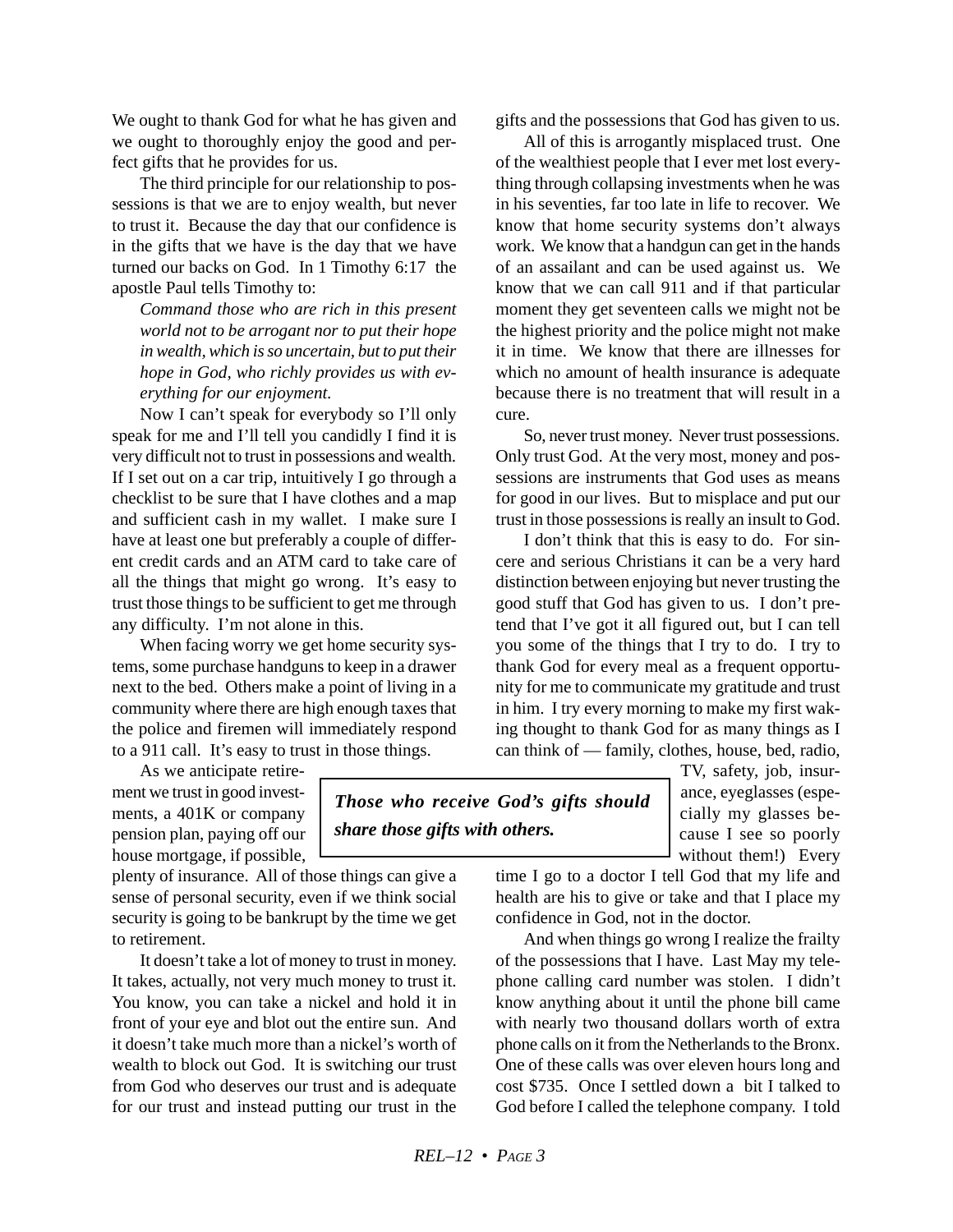We ought to thank God for what he has given and we ought to thoroughly enjoy the good and perfect gifts that he provides for us.

The third principle for our relationship to possessions is that we are to enjoy wealth, but never to trust it. Because the day that our confidence is in the gifts that we have is the day that we have turned our backs on God. In 1 Timothy 6:17 the apostle Paul tells Timothy to:

> *Command those who are rich in this present world not to be arrogant nor to put their hope in wealth, which is so uncertain, but to put their hope in God, who richly provides us with everything for our enjoyment.*

Now I can't speak for everybody so I'll only speak for me and I'll tell you candidly I find it is very difficult not to trust in possessions and wealth. If I set out on a car trip, intuitively I go through a checklist to be sure that I have clothes and a map and sufficient cash in my wallet. I make sure I have at least one but preferably a couple of different credit cards and an ATM card to take care of all the things that might go wrong. It's easy to trust those things to be sufficient to get me through any difficulty. I'm not alone in this.

When facing worry we get home security systems, some purchase handguns to keep in a drawer next to the bed. Others make a point of living in a community where there are high enough taxes that the police and firemen will immediately respond to a 911 call. It's easy to trust in those things.

As we anticipate retirement we trust in good investments, a 401K or company pension plan, paying off our house mortgage, if possible, plenty of insurance. All of those things can give a sense of personal security, even if we think social security is going to be bankrupt by the time we get to retirement.

It doesn't take a lot of money to trust in money. It takes, actually, not very much money to trust it. You know, you can take a nickel and hold it in front of your eye and blot out the entire sun. And it doesn't take much more than a nickel's worth of wealth to block out God. It is switching our trust from God who deserves our trust and is adequate for our trust and instead putting our trust in the gifts and the possessions that God has given to us.

All of this is arrogantly misplaced trust. One of the wealthiest people that I ever met lost everything through collapsing investments when he was in his seventies, far too late in life to recover. We know that home security systems don't always work. We know that a handgun can get in the hands of an assailant and can be used against us. We know that we can call 911 and if that particular moment they get seventeen calls we might not be the highest priority and the police might not make it in time. We know that there are illnesses for which no amount of health insurance is adequate because there is no treatment that will result in a cure.

So, never trust money. Never trust possessions. Only trust God. At the very most, money and possessions are instruments that God uses as means for good in our lives. But to misplace and put our trust in those possessions is really an insult to God.

I don't think that this is easy to do. For sincere and serious Christians it can be a very hard distinction between enjoying but never trusting the good stuff that God has given to us. I don't pretend that I've got it all figured out, but I can tell you some of the things that I try to do. I try to thank God for every meal as a frequent opportunity for me to communicate my gratitude and trust in him. I try every morning to make my first waking thought to thank God for as many things as I can think of — family, clothes, house, bed, radio, TV, safety, job, insurance, eyeglasses (especially my glasses because I see so poorly without them!) Every time I go to a doctor I tell God that my life and health are his to give or take and that I place my confidence in God, not in the doctor.

> ***Those who receive God's gifts should share those gifts with others.***

And when things go wrong I realize the frailty of the possessions that I have. Last May my telephone calling card number was stolen. I didn't know anything about it until the phone bill came with nearly two thousand dollars worth of extra phone calls on it from the Netherlands to the Bronx. One of these calls was over eleven hours long and cost $735. Once I settled down a bit I talked to God before I called the telephone company. I told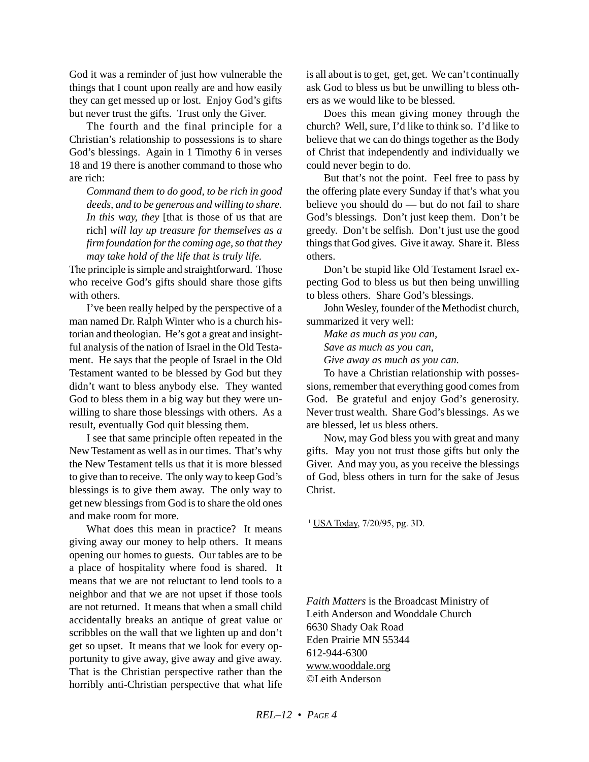God it was a reminder of just how vulnerable the things that I count upon really are and how easily they can get messed up or lost. Enjoy God's gifts but never trust the gifts. Trust only the Giver.

The fourth and the final principle for a Christian's relationship to possessions is to share God's blessings. Again in 1 Timothy 6 in verses 18 and 19 there is another command to those who are rich:

> *Command them to do good, to be rich in good deeds, and to be generous and willing to share. In this way, they* [that is those of us that are rich] *will lay up treasure for themselves as a firm foundation for the coming age, so that they may take hold of the life that is truly life.*

The principle is simple and straightforward. Those who receive God's gifts should share those gifts with others.

I've been really helped by the perspective of a man named Dr. Ralph Winter who is a church historian and theologian. He's got a great and insightful analysis of the nation of Israel in the Old Testament. He says that the people of Israel in the Old Testament wanted to be blessed by God but they didn't want to bless anybody else. They wanted God to bless them in a big way but they were unwilling to share those blessings with others. As a result, eventually God quit blessing them.

I see that same principle often repeated in the New Testament as well as in our times. That's why the New Testament tells us that it is more blessed to give than to receive. The only way to keep God's blessings is to give them away. The only way to get new blessings from God is to share the old ones and make room for more.

What does this mean in practice? It means giving away our money to help others. It means opening our homes to guests. Our tables are to be a place of hospitality where food is shared. It means that we are not reluctant to lend tools to a neighbor and that we are not upset if those tools are not returned. It means that when a small child accidentally breaks an antique of great value or scribbles on the wall that we lighten up and don't get so upset. It means that we look for every opportunity to give away, give away and give away. That is the Christian perspective rather than the horribly anti-Christian perspective that what life is all about is to get, get, get. We can't continually ask God to bless us but be unwilling to bless others as we would like to be blessed.

Does this mean giving money through the church? Well, sure, I'd like to think so. I'd like to believe that we can do things together as the Body of Christ that independently and individually we could never begin to do.

But that's not the point. Feel free to pass by the offering plate every Sunday if that's what you believe you should do — but do not fail to share God's blessings. Don't just keep them. Don't be greedy. Don't be selfish. Don't just use the good things that God gives. Give it away. Share it. Bless others.

Don't be stupid like Old Testament Israel expecting God to bless us but then being unwilling to bless others. Share God's blessings.

John Wesley, founder of the Methodist church, summarized it very well:

> *Make as much as you can,*
> *Save as much as you can,*
> *Give away as much as you can.*

To have a Christian relationship with possessions, remember that everything good comes from God. Be grateful and enjoy God's generosity. Never trust wealth. Share God's blessings. As we are blessed, let us bless others.

Now, may God bless you with great and many gifts. May you not trust those gifts but only the Giver. And may you, as you receive the blessings of God, bless others in turn for the sake of Jesus Christ.

[1] USA Today, 7/20/95, pg. 3D.

*Faith Matters* is the Broadcast Ministry of
Leith Anderson and Wooddale Church
6630 Shady Oak Road
Eden Prairie MN 55344
612-944-6300
www.wooddale.org
©Leith Anderson